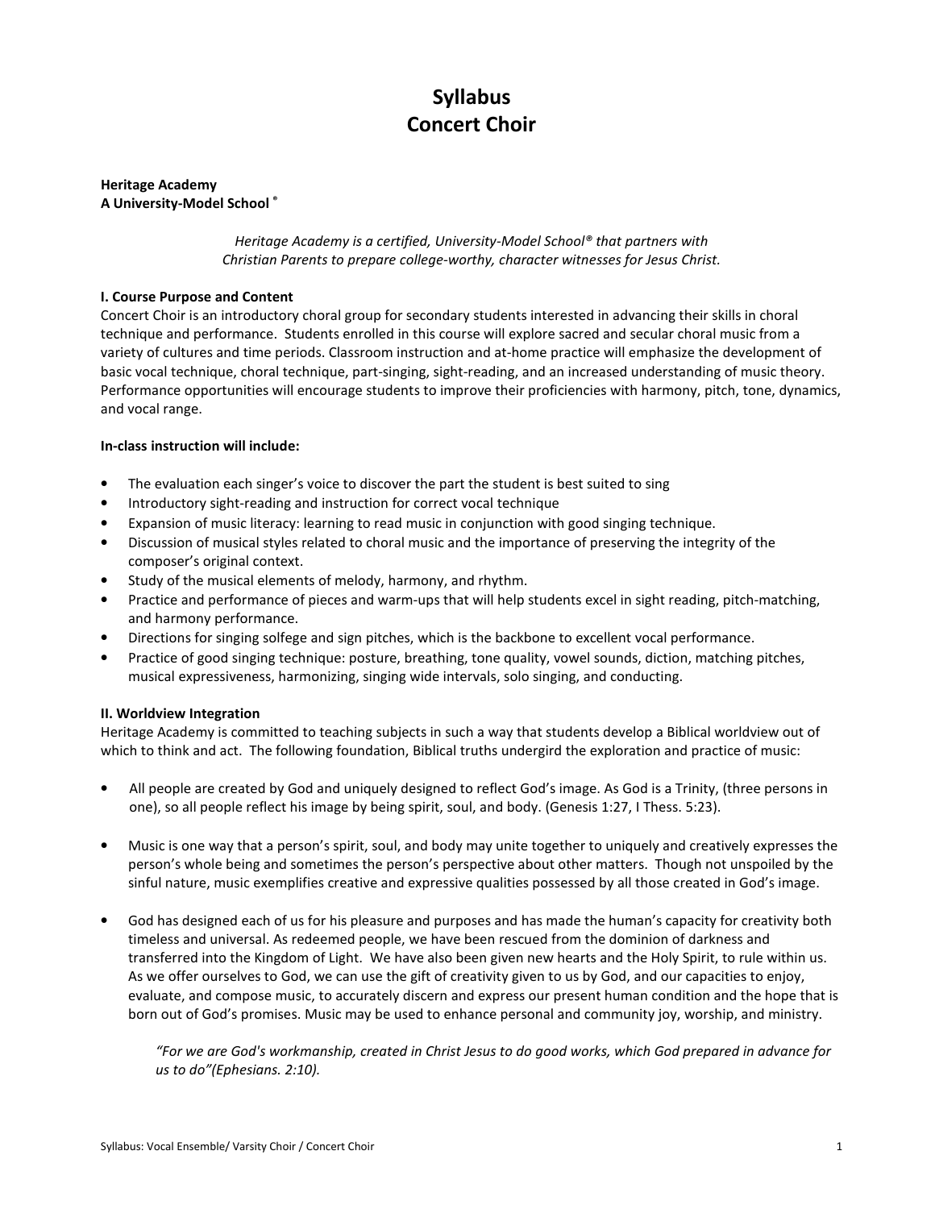# Syllabus
# Concert Choir

**Heritage Academy**
**A University-Model School ®**

*Heritage Academy is a certified, University-Model School® that partners with Christian Parents to prepare college-worthy, character witnesses for Jesus Christ.*

**I. Course Purpose and Content**

Concert Choir is an introductory choral group for secondary students interested in advancing their skills in choral technique and performance. Students enrolled in this course will explore sacred and secular choral music from a variety of cultures and time periods. Classroom instruction and at-home practice will emphasize the development of basic vocal technique, choral technique, part-singing, sight-reading, and an increased understanding of music theory. Performance opportunities will encourage students to improve their proficiencies with harmony, pitch, tone, dynamics, and vocal range.

**In-class instruction will include:**

- The evaluation each singer's voice to discover the part the student is best suited to sing
- Introductory sight-reading and instruction for correct vocal technique
- Expansion of music literacy: learning to read music in conjunction with good singing technique.
- Discussion of musical styles related to choral music and the importance of preserving the integrity of the composer's original context.
- Study of the musical elements of melody, harmony, and rhythm.
- Practice and performance of pieces and warm-ups that will help students excel in sight reading, pitch-matching, and harmony performance.
- Directions for singing solfege and sign pitches, which is the backbone to excellent vocal performance.
- Practice of good singing technique: posture, breathing, tone quality, vowel sounds, diction, matching pitches, musical expressiveness, harmonizing, singing wide intervals, solo singing, and conducting.

**II. Worldview Integration**

Heritage Academy is committed to teaching subjects in such a way that students develop a Biblical worldview out of which to think and act. The following foundation, Biblical truths undergird the exploration and practice of music:

- All people are created by God and uniquely designed to reflect God's image. As God is a Trinity, (three persons in one), so all people reflect his image by being spirit, soul, and body. (Genesis 1:27, I Thess. 5:23).

- Music is one way that a person's spirit, soul, and body may unite together to uniquely and creatively expresses the person's whole being and sometimes the person's perspective about other matters. Though not unspoiled by the sinful nature, music exemplifies creative and expressive qualities possessed by all those created in God's image.

- God has designed each of us for his pleasure and purposes and has made the human's capacity for creativity both timeless and universal. As redeemed people, we have been rescued from the dominion of darkness and transferred into the Kingdom of Light. We have also been given new hearts and the Holy Spirit, to rule within us. As we offer ourselves to God, we can use the gift of creativity given to us by God, and our capacities to enjoy, evaluate, and compose music, to accurately discern and express our present human condition and the hope that is born out of God's promises. Music may be used to enhance personal and community joy, worship, and ministry.

> *"For we are God's workmanship, created in Christ Jesus to do good works, which God prepared in advance for us to do"(Ephesians. 2:10).*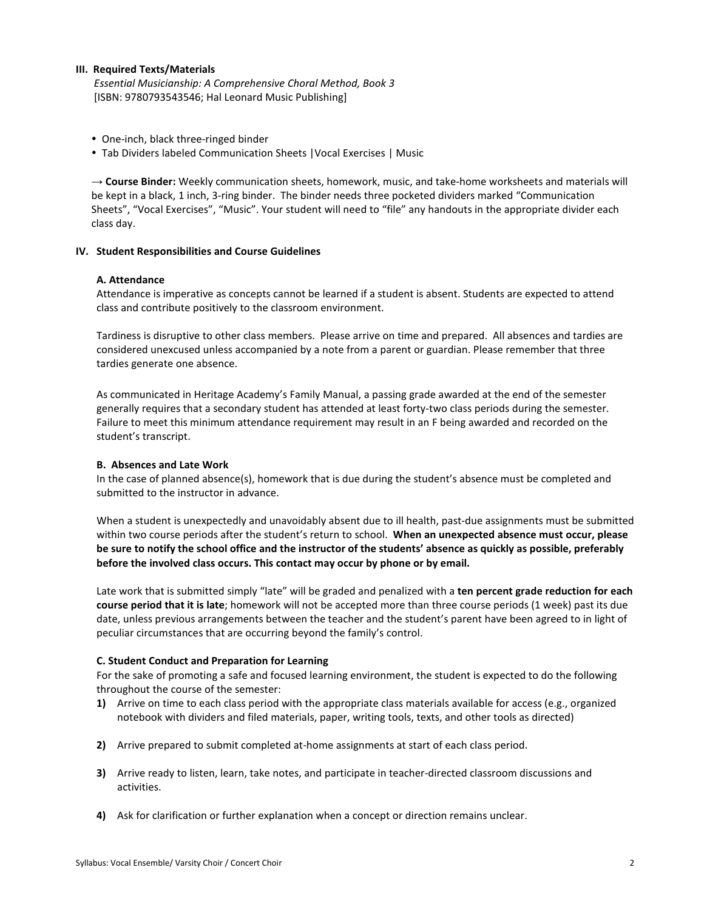### III. Required Texts/Materials

*Essential Musicianship: A Comprehensive Choral Method, Book 3*
[ISBN: 9780793543546; Hal Leonard Music Publishing]

- One-inch, black three-ringed binder
- Tab Dividers labeled Communication Sheets |Vocal Exercises | Music

→ **Course Binder:** Weekly communication sheets, homework, music, and take-home worksheets and materials will be kept in a black, 1 inch, 3-ring binder. The binder needs three pocketed dividers marked "Communication Sheets", "Vocal Exercises", "Music". Your student will need to "file" any handouts in the appropriate divider each class day.

### IV. Student Responsibilities and Course Guidelines

#### A. Attendance

Attendance is imperative as concepts cannot be learned if a student is absent. Students are expected to attend class and contribute positively to the classroom environment.

Tardiness is disruptive to other class members. Please arrive on time and prepared. All absences and tardies are considered unexcused unless accompanied by a note from a parent or guardian. Please remember that three tardies generate one absence.

As communicated in Heritage Academy's Family Manual, a passing grade awarded at the end of the semester generally requires that a secondary student has attended at least forty-two class periods during the semester. Failure to meet this minimum attendance requirement may result in an F being awarded and recorded on the student's transcript.

#### B. Absences and Late Work

In the case of planned absence(s), homework that is due during the student's absence must be completed and submitted to the instructor in advance.

When a student is unexpectedly and unavoidably absent due to ill health, past-due assignments must be submitted within two course periods after the student's return to school. **When an unexpected absence must occur, please be sure to notify the school office and the instructor of the students' absence as quickly as possible, preferably before the involved class occurs. This contact may occur by phone or by email.**

Late work that is submitted simply "late" will be graded and penalized with a **ten percent grade reduction for each course period that it is late**; homework will not be accepted more than three course periods (1 week) past its due date, unless previous arrangements between the teacher and the student's parent have been agreed to in light of peculiar circumstances that are occurring beyond the family's control.

#### C. Student Conduct and Preparation for Learning

For the sake of promoting a safe and focused learning environment, the student is expected to do the following throughout the course of the semester:

1) Arrive on time to each class period with the appropriate class materials available for access (e.g., organized notebook with dividers and filed materials, paper, writing tools, texts, and other tools as directed)

2) Arrive prepared to submit completed at-home assignments at start of each class period.

3) Arrive ready to listen, learn, take notes, and participate in teacher-directed classroom discussions and activities.

4) Ask for clarification or further explanation when a concept or direction remains unclear.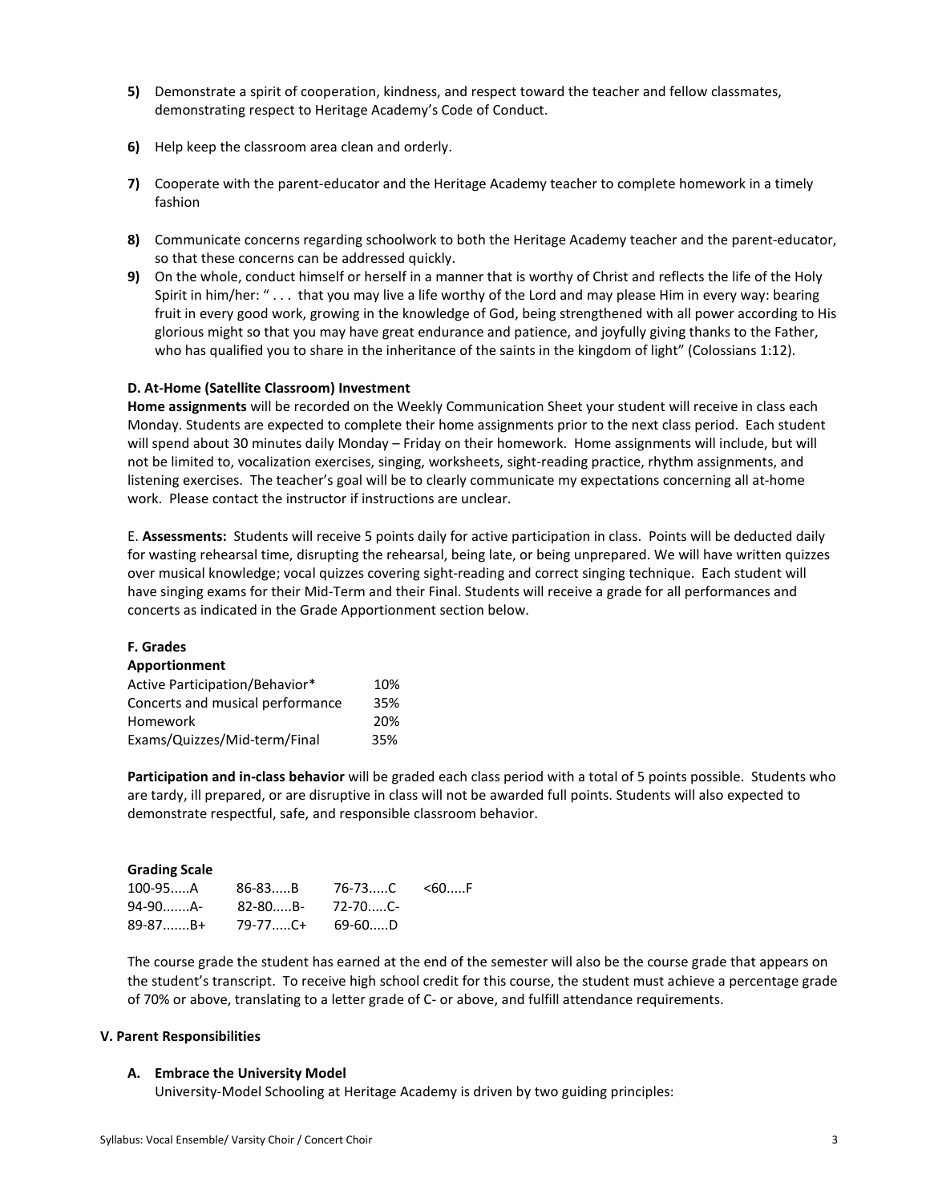5) Demonstrate a spirit of cooperation, kindness, and respect toward the teacher and fellow classmates, demonstrating respect to Heritage Academy's Code of Conduct.

6) Help keep the classroom area clean and orderly.

7) Cooperate with the parent-educator and the Heritage Academy teacher to complete homework in a timely fashion

8) Communicate concerns regarding schoolwork to both the Heritage Academy teacher and the parent-educator, so that these concerns can be addressed quickly.

9) On the whole, conduct himself or herself in a manner that is worthy of Christ and reflects the life of the Holy Spirit in him/her: " . . . that you may live a life worthy of the Lord and may please Him in every way: bearing fruit in every good work, growing in the knowledge of God, being strengthened with all power according to His glorious might so that you may have great endurance and patience, and joyfully giving thanks to the Father, who has qualified you to share in the inheritance of the saints in the kingdom of light" (Colossians 1:12).

**D. At-Home (Satellite Classroom) Investment**

**Home assignments** will be recorded on the Weekly Communication Sheet your student will receive in class each Monday. Students are expected to complete their home assignments prior to the next class period. Each student will spend about 30 minutes daily Monday – Friday on their homework. Home assignments will include, but will not be limited to, vocalization exercises, singing, worksheets, sight-reading practice, rhythm assignments, and listening exercises. The teacher's goal will be to clearly communicate my expectations concerning all at-home work. Please contact the instructor if instructions are unclear.

E. **Assessments:** Students will receive 5 points daily for active participation in class. Points will be deducted daily for wasting rehearsal time, disrupting the rehearsal, being late, or being unprepared. We will have written quizzes over musical knowledge; vocal quizzes covering sight-reading and correct singing technique. Each student will have singing exams for their Mid-Term and their Final. Students will receive a grade for all performances and concerts as indicated in the Grade Apportionment section below.

**F. Grades**

**Apportionment**

| | |
|---|---|
| Active Participation/Behavior* | 10% |
| Concerts and musical performance | 35% |
| Homework | 20% |
| Exams/Quizzes/Mid-term/Final | 35% |

**Participation and in-class behavior** will be graded each class period with a total of 5 points possible. Students who are tardy, ill prepared, or are disruptive in class will not be awarded full points. Students will also expected to demonstrate respectful, safe, and responsible classroom behavior.

**Grading Scale**

| | | | |
|---|---|---|---|
| 100-95.....A | 86-83.....B | 76-73.....C | <60.....F |
| 94-90.......A- | 82-80.....B- | 72-70.....C- | |
| 89-87.......B+ | 79-77.....C+ | 69-60.....D | |

The course grade the student has earned at the end of the semester will also be the course grade that appears on the student's transcript. To receive high school credit for this course, the student must achieve a percentage grade of 70% or above, translating to a letter grade of C- or above, and fulfill attendance requirements.

**V. Parent Responsibilities**

**A. Embrace the University Model**

University-Model Schooling at Heritage Academy is driven by two guiding principles: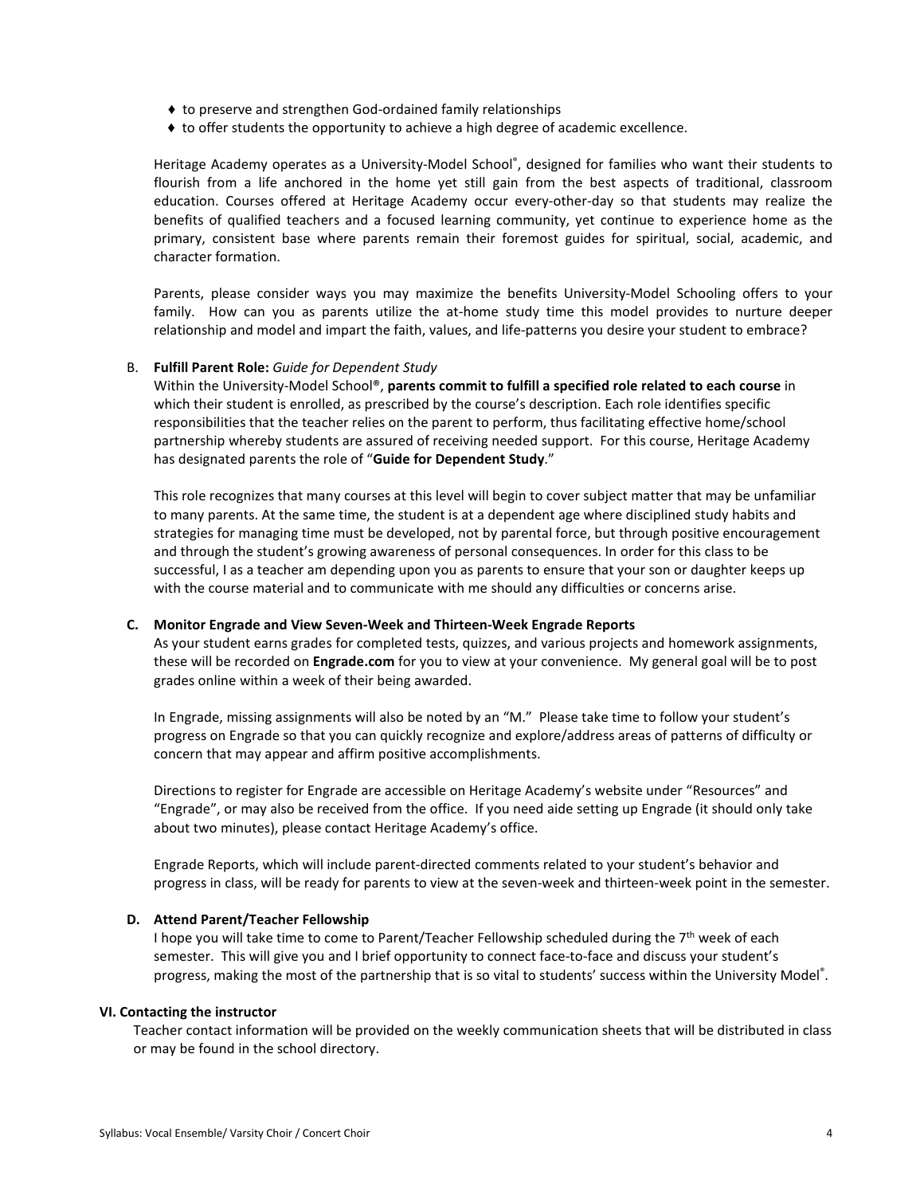- ♦ to preserve and strengthen God-ordained family relationships
- ♦ to offer students the opportunity to achieve a high degree of academic excellence.

Heritage Academy operates as a University-Model School®, designed for families who want their students to flourish from a life anchored in the home yet still gain from the best aspects of traditional, classroom education. Courses offered at Heritage Academy occur every-other-day so that students may realize the benefits of qualified teachers and a focused learning community, yet continue to experience home as the primary, consistent base where parents remain their foremost guides for spiritual, social, academic, and character formation.

Parents, please consider ways you may maximize the benefits University-Model Schooling offers to your family. How can you as parents utilize the at-home study time this model provides to nurture deeper relationship and model and impart the faith, values, and life-patterns you desire your student to embrace?

B. **Fulfill Parent Role:** *Guide for Dependent Study*

Within the University-Model School®, **parents commit to fulfill a specified role related to each course** in which their student is enrolled, as prescribed by the course's description. Each role identifies specific responsibilities that the teacher relies on the parent to perform, thus facilitating effective home/school partnership whereby students are assured of receiving needed support. For this course, Heritage Academy has designated parents the role of "**Guide for Dependent Study**."

This role recognizes that many courses at this level will begin to cover subject matter that may be unfamiliar to many parents. At the same time, the student is at a dependent age where disciplined study habits and strategies for managing time must be developed, not by parental force, but through positive encouragement and through the student's growing awareness of personal consequences. In order for this class to be successful, I as a teacher am depending upon you as parents to ensure that your son or daughter keeps up with the course material and to communicate with me should any difficulties or concerns arise.

**C. Monitor Engrade and View Seven-Week and Thirteen-Week Engrade Reports**

As your student earns grades for completed tests, quizzes, and various projects and homework assignments, these will be recorded on **Engrade.com** for you to view at your convenience. My general goal will be to post grades online within a week of their being awarded.

In Engrade, missing assignments will also be noted by an "M." Please take time to follow your student's progress on Engrade so that you can quickly recognize and explore/address areas of patterns of difficulty or concern that may appear and affirm positive accomplishments.

Directions to register for Engrade are accessible on Heritage Academy's website under "Resources" and "Engrade", or may also be received from the office. If you need aide setting up Engrade (it should only take about two minutes), please contact Heritage Academy's office.

Engrade Reports, which will include parent-directed comments related to your student's behavior and progress in class, will be ready for parents to view at the seven-week and thirteen-week point in the semester.

**D. Attend Parent/Teacher Fellowship**

I hope you will take time to come to Parent/Teacher Fellowship scheduled during the 7th week of each semester. This will give you and I brief opportunity to connect face-to-face and discuss your student's progress, making the most of the partnership that is so vital to students' success within the University Model®.

**VI. Contacting the instructor**

Teacher contact information will be provided on the weekly communication sheets that will be distributed in class or may be found in the school directory.